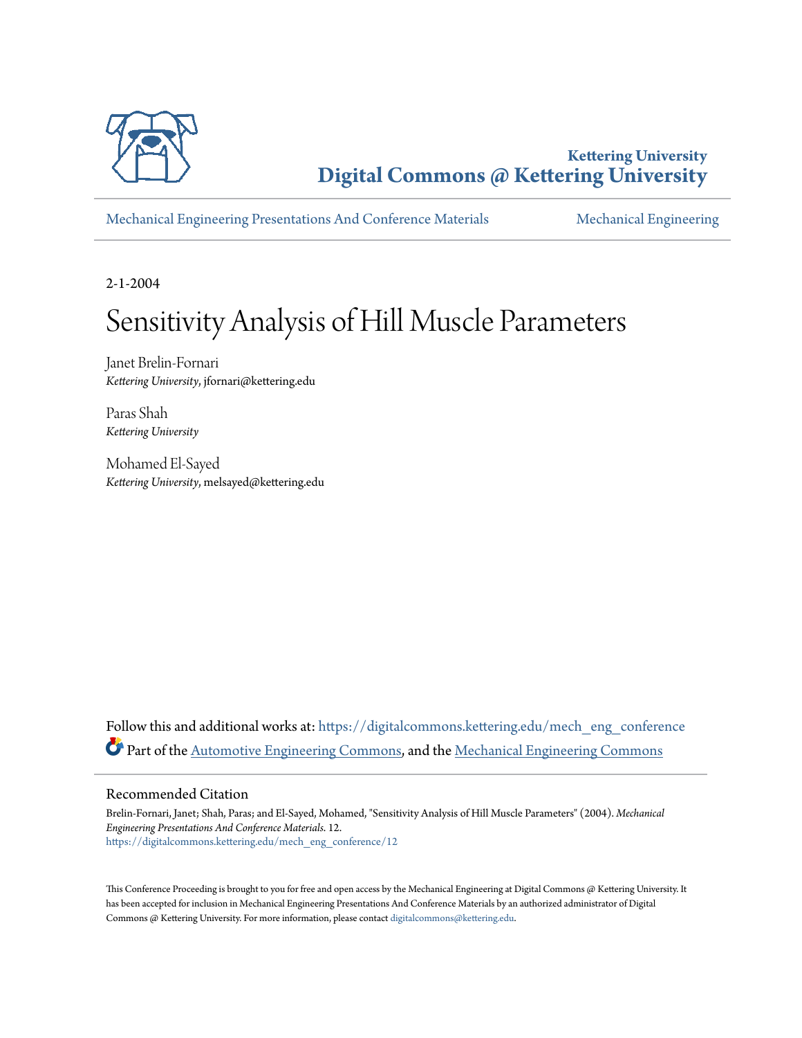Kettering University

**Digital Commons @ Kettering University**

Mechanical Engineering Presentations And Conference Materials | Mechanical Engineering

2-1-2004

# Sensitivity Analysis of Hill Muscle Parameters

Janet Brelin-Fornari
*Kettering University*, jfornari@kettering.edu

Paras Shah
*Kettering University*

Mohamed El-Sayed
*Kettering University*, melsayed@kettering.edu

Follow this and additional works at: https://digitalcommons.kettering.edu/mech_eng_conference

Part of the Automotive Engineering Commons, and the Mechanical Engineering Commons

## Recommended Citation

Brelin-Fornari, Janet; Shah, Paras; and El-Sayed, Mohamed, "Sensitivity Analysis of Hill Muscle Parameters" (2004). *Mechanical Engineering Presentations And Conference Materials*. 12.
https://digitalcommons.kettering.edu/mech_eng_conference/12

This Conference Proceeding is brought to you for free and open access by the Mechanical Engineering at Digital Commons @ Kettering University. It has been accepted for inclusion in Mechanical Engineering Presentations And Conference Materials by an authorized administrator of Digital Commons @ Kettering University. For more information, please contact digitalcommons@kettering.edu.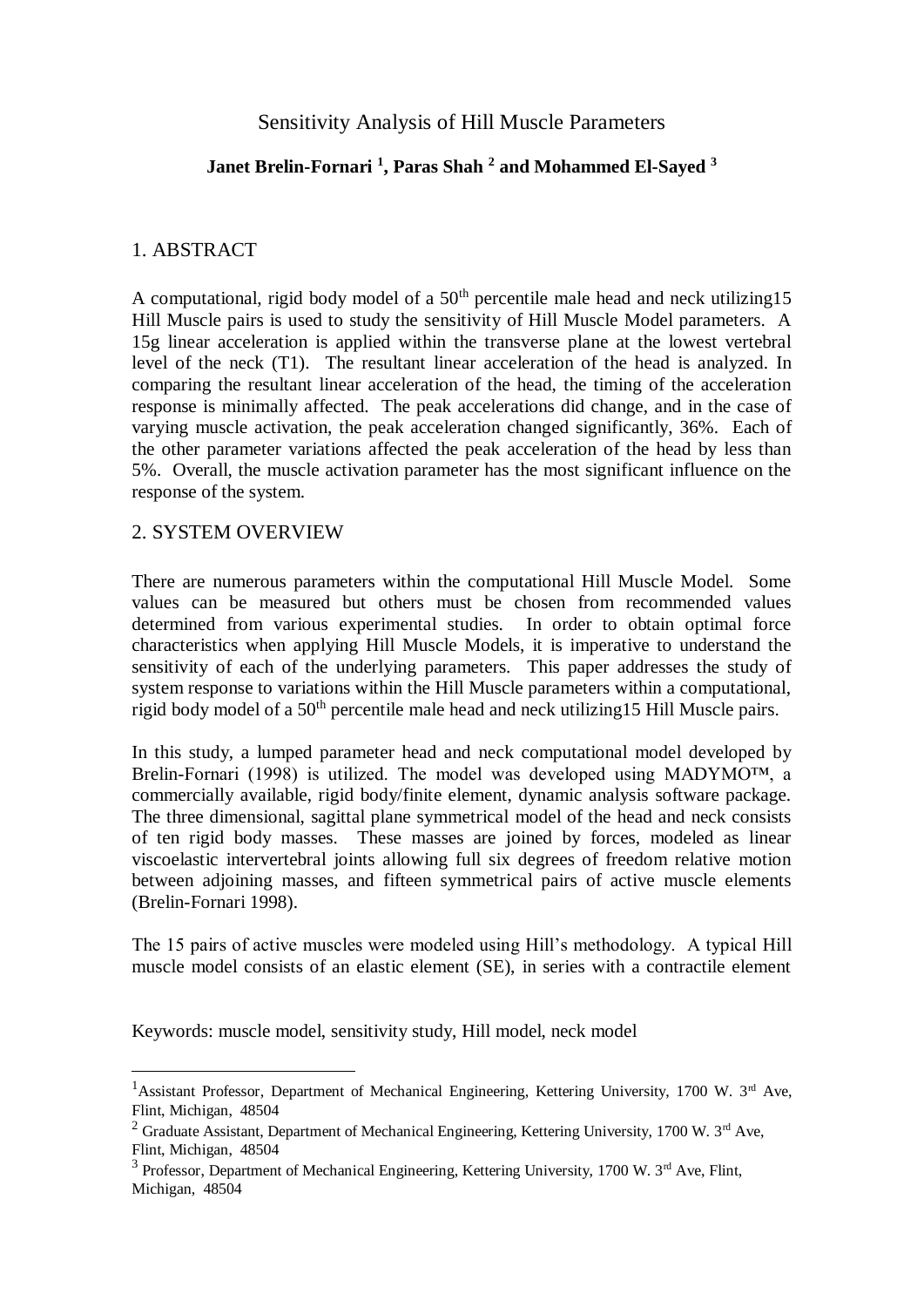# Sensitivity Analysis of Hill Muscle Parameters

**Janet Brelin-Fornari [1], Paras Shah [2] and Mohammed El-Sayed [3]**

## 1. ABSTRACT

A computational, rigid body model of a 50$^{th}$ percentile male head and neck utilizing15 Hill Muscle pairs is used to study the sensitivity of Hill Muscle Model parameters. A 15g linear acceleration is applied within the transverse plane at the lowest vertebral level of the neck (T1). The resultant linear acceleration of the head is analyzed. In comparing the resultant linear acceleration of the head, the timing of the acceleration response is minimally affected. The peak accelerations did change, and in the case of varying muscle activation, the peak acceleration changed significantly, 36%. Each of the other parameter variations affected the peak acceleration of the head by less than 5%. Overall, the muscle activation parameter has the most significant influence on the response of the system.

## 2. SYSTEM OVERVIEW

There are numerous parameters within the computational Hill Muscle Model. Some values can be measured but others must be chosen from recommended values determined from various experimental studies. In order to obtain optimal force characteristics when applying Hill Muscle Models, it is imperative to understand the sensitivity of each of the underlying parameters. This paper addresses the study of system response to variations within the Hill Muscle parameters within a computational, rigid body model of a 50$^{th}$ percentile male head and neck utilizing15 Hill Muscle pairs.

In this study, a lumped parameter head and neck computational model developed by Brelin-Fornari (1998) is utilized. The model was developed using MADYMO™, a commercially available, rigid body/finite element, dynamic analysis software package. The three dimensional, sagittal plane symmetrical model of the head and neck consists of ten rigid body masses. These masses are joined by forces, modeled as linear viscoelastic intervertebral joints allowing full six degrees of freedom relative motion between adjoining masses, and fifteen symmetrical pairs of active muscle elements (Brelin-Fornari 1998).

The 15 pairs of active muscles were modeled using Hill's methodology. A typical Hill muscle model consists of an elastic element (SE), in series with a contractile element

Keywords: muscle model, sensitivity study, Hill model, neck model

[1] Assistant Professor, Department of Mechanical Engineering, Kettering University, 1700 W. 3$^{rd}$ Ave, Flint, Michigan, 48504

[2] Graduate Assistant, Department of Mechanical Engineering, Kettering University, 1700 W. 3$^{rd}$ Ave, Flint, Michigan, 48504

[3] Professor, Department of Mechanical Engineering, Kettering University, 1700 W. 3$^{rd}$ Ave, Flint, Michigan, 48504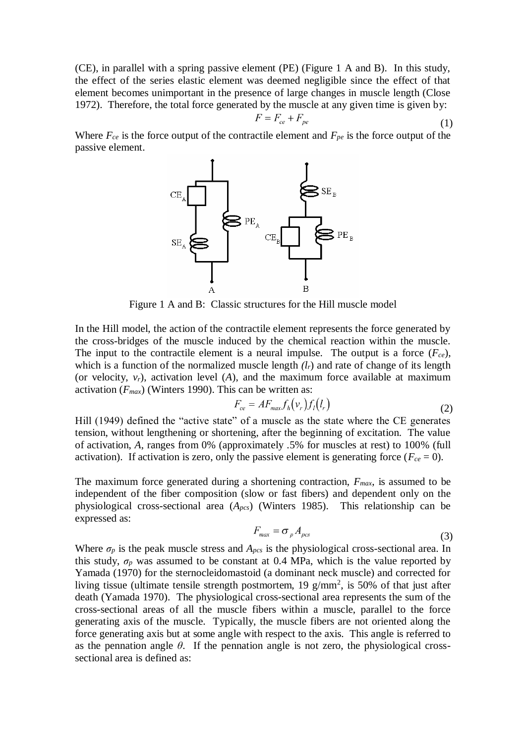(CE), in parallel with a spring passive element (PE) (Figure 1 A and B). In this study, the effect of the series elastic element was deemed negligible since the effect of that element becomes unimportant in the presence of large changes in muscle length (Close 1972). Therefore, the total force generated by the muscle at any given time is given by:

$$F = F_{ce} + F_{pe} \tag{1}$$

Where $F_{ce}$ is the force output of the contractile element and $F_{pe}$ is the force output of the passive element.

Figure 1 A and B: Classic structures for the Hill muscle model

In the Hill model, the action of the contractile element represents the force generated by the cross-bridges of the muscle induced by the chemical reaction within the muscle. The input to the contractile element is a neural impulse. The output is a force ($F_{ce}$), which is a function of the normalized muscle length ($l_r$) and rate of change of its length (or velocity, $v_r$), activation level ($A$), and the maximum force available at maximum activation ($F_{max}$) (Winters 1990). This can be written as:

$$F_{ce} = AF_{max} f_h(v_r) f_l(l_r) \tag{2}$$

Hill (1949) defined the "active state" of a muscle as the state where the CE generates tension, without lengthening or shortening, after the beginning of excitation. The value of activation, $A$, ranges from 0% (approximately .5% for muscles at rest) to 100% (full activation). If activation is zero, only the passive element is generating force ($F_{ce} = 0$).

The maximum force generated during a shortening contraction, $F_{max}$, is assumed to be independent of the fiber composition (slow or fast fibers) and dependent only on the physiological cross-sectional area ($A_{pcs}$) (Winters 1985). This relationship can be expressed as:

$$F_{max} = \sigma_p A_{pcs} \tag{3}$$

Where $\sigma_p$ is the peak muscle stress and $A_{pcs}$ is the physiological cross-sectional area. In this study, $\sigma_p$ was assumed to be constant at 0.4 MPa, which is the value reported by Yamada (1970) for the sternocleidomastoid (a dominant neck muscle) and corrected for living tissue (ultimate tensile strength postmortem, 19 $g/mm^2$, is 50% of that just after death (Yamada 1970). The physiological cross-sectional area represents the sum of the cross-sectional areas of all the muscle fibers within a muscle, parallel to the force generating axis of the muscle. Typically, the muscle fibers are not oriented along the force generating axis but at some angle with respect to the axis. This angle is referred to as the pennation angle $\theta$. If the pennation angle is not zero, the physiological cross-sectional area is defined as: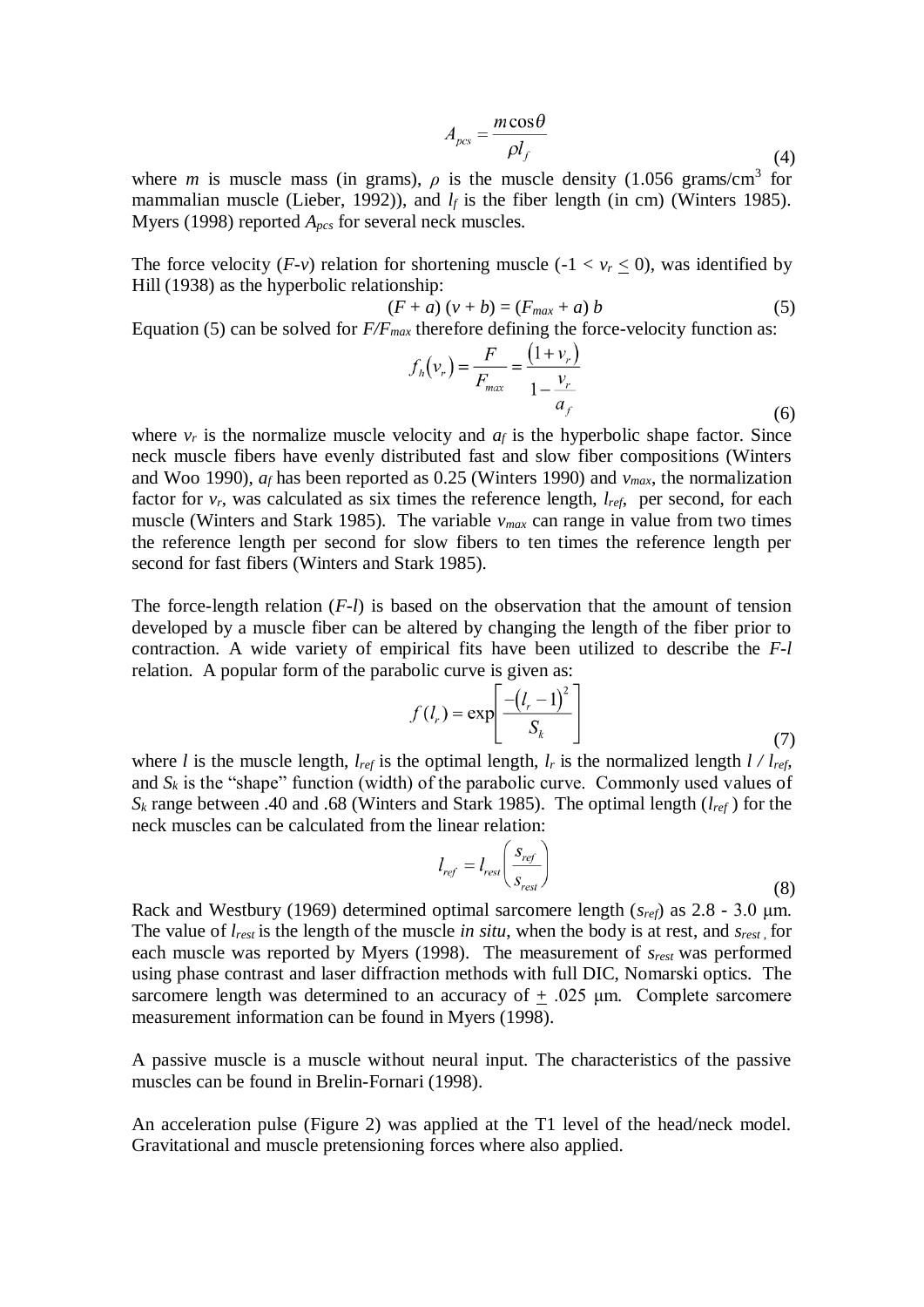$$A_{pcs} = \frac{m\cos\theta}{\rho l_f} \tag{4}$$

where $m$ is muscle mass (in grams), $\rho$ is the muscle density (1.056 grams/cm$^3$ for mammalian muscle (Lieber, 1992)), and $l_f$ is the fiber length (in cm) (Winters 1985). Myers (1998) reported $A_{pcs}$ for several neck muscles.

The force velocity ($F$-$v$) relation for shortening muscle ($-1 < v_r \leq 0$), was identified by Hill (1938) as the hyperbolic relationship:

$$(F + a)\,(v + b) = (F_{max} + a)\,b \tag{5}$$

Equation (5) can be solved for $F/F_{max}$ therefore defining the force-velocity function as:

$$f_h(v_r) = \frac{F}{F_{max}} = \frac{(1 + v_r)}{1 - \dfrac{v_r}{a_f}} \tag{6}$$

where $v_r$ is the normalize muscle velocity and $a_f$ is the hyperbolic shape factor. Since neck muscle fibers have evenly distributed fast and slow fiber compositions (Winters and Woo 1990), $a_f$ has been reported as 0.25 (Winters 1990) and $v_{max}$, the normalization factor for $v_r$, was calculated as six times the reference length, $l_{ref}$, per second, for each muscle (Winters and Stark 1985). The variable $v_{max}$ can range in value from two times the reference length per second for slow fibers to ten times the reference length per second for fast fibers (Winters and Stark 1985).

The force-length relation ($F$-$l$) is based on the observation that the amount of tension developed by a muscle fiber can be altered by changing the length of the fiber prior to contraction. A wide variety of empirical fits have been utilized to describe the $F$-$l$ relation. A popular form of the parabolic curve is given as:

$$f(l_r) = \exp\left[\frac{-(l_r - 1)^2}{S_k}\right] \tag{7}$$

where $l$ is the muscle length, $l_{ref}$ is the optimal length, $l_r$ is the normalized length $l / l_{ref}$, and $S_k$ is the "shape" function (width) of the parabolic curve. Commonly used values of $S_k$ range between .40 and .68 (Winters and Stark 1985). The optimal length ($l_{ref}$) for the neck muscles can be calculated from the linear relation:

$$l_{ref} = l_{rest}\left(\frac{s_{ref}}{s_{rest}}\right) \tag{8}$$

Rack and Westbury (1969) determined optimal sarcomere length ($s_{ref}$) as 2.8 - 3.0 μm. The value of $l_{rest}$ is the length of the muscle *in situ*, when the body is at rest, and $s_{rest}$, for each muscle was reported by Myers (1998). The measurement of $s_{rest}$ was performed using phase contrast and laser diffraction methods with full DIC, Nomarski optics. The sarcomere length was determined to an accuracy of ± .025 μm. Complete sarcomere measurement information can be found in Myers (1998).

A passive muscle is a muscle without neural input. The characteristics of the passive muscles can be found in Brelin-Fornari (1998).

An acceleration pulse (Figure 2) was applied at the T1 level of the head/neck model. Gravitational and muscle pretensioning forces where also applied.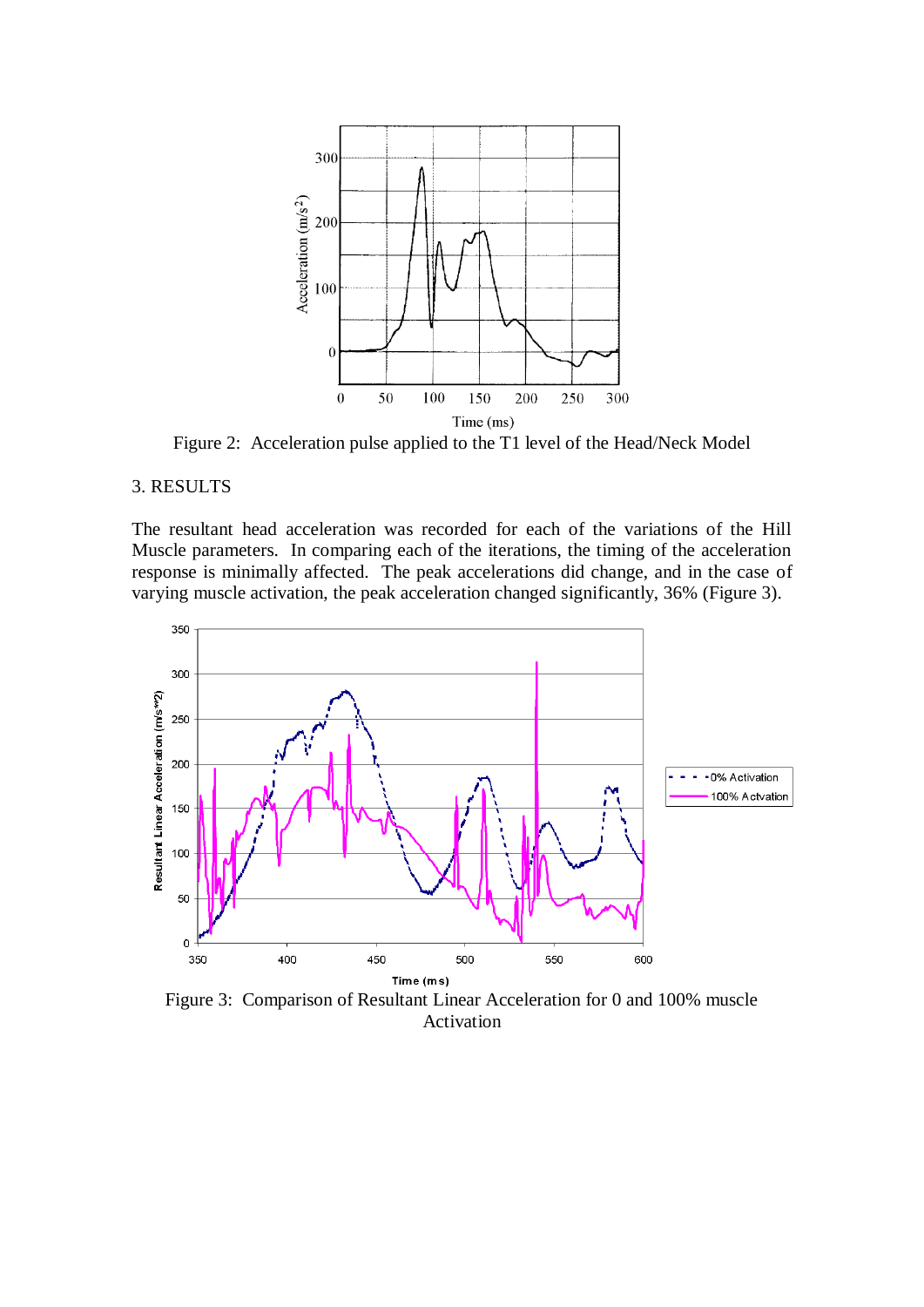Figure 2: Acceleration pulse applied to the T1 level of the Head/Neck Model

## 3. RESULTS

The resultant head acceleration was recorded for each of the variations of the Hill Muscle parameters. In comparing each of the iterations, the timing of the acceleration response is minimally affected. The peak accelerations did change, and in the case of varying muscle activation, the peak acceleration changed significantly, 36% (Figure 3).

Figure 3: Comparison of Resultant Linear Acceleration for 0 and 100% muscle Activation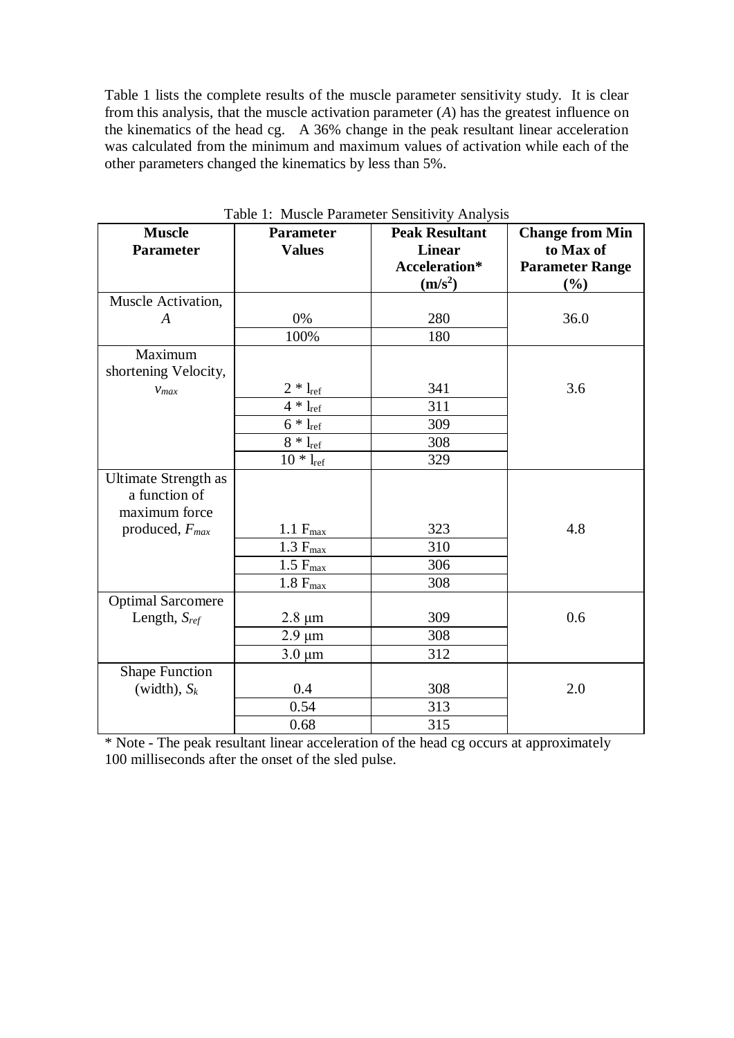Table 1 lists the complete results of the muscle parameter sensitivity study. It is clear from this analysis, that the muscle activation parameter ($A$) has the greatest influence on the kinematics of the head cg. A 36% change in the peak resultant linear acceleration was calculated from the minimum and maximum values of activation while each of the other parameters changed the kinematics by less than 5%.

Table 1: Muscle Parameter Sensitivity Analysis

| **Muscle Parameter** | **Parameter Values** | **Peak Resultant Linear Acceleration* ($m/s^2$)** | **Change from Min to Max of Parameter Range (%)** |
|---|---|---|---|
| Muscle Activation, $A$ | 0% | 280 | 36.0 |
| | 100% | 180 | |
| Maximum shortening Velocity, $v_{max}$ | $2 * l_{ref}$ | 341 | 3.6 |
| | $4 * l_{ref}$ | 311 | |
| | $6 * l_{ref}$ | 309 | |
| | $8 * l_{ref}$ | 308 | |
| | $10 * l_{ref}$ | 329 | |
| Ultimate Strength as a function of maximum force produced, $F_{max}$ | $1.1 F_{max}$ | 323 | 4.8 |
| | $1.3 F_{max}$ | 310 | |
| | $1.5 F_{max}$ | 306 | |
| | $1.8 F_{max}$ | 308 | |
| Optimal Sarcomere Length, $S_{ref}$ | 2.8 μm | 309 | 0.6 |
| | 2.9 μm | 308 | |
| | 3.0 μm | 312 | |
| Shape Function (width), $S_k$ | 0.4 | 308 | 2.0 |
| | 0.54 | 313 | |
| | 0.68 | 315 | |

* Note - The peak resultant linear acceleration of the head cg occurs at approximately 100 milliseconds after the onset of the sled pulse.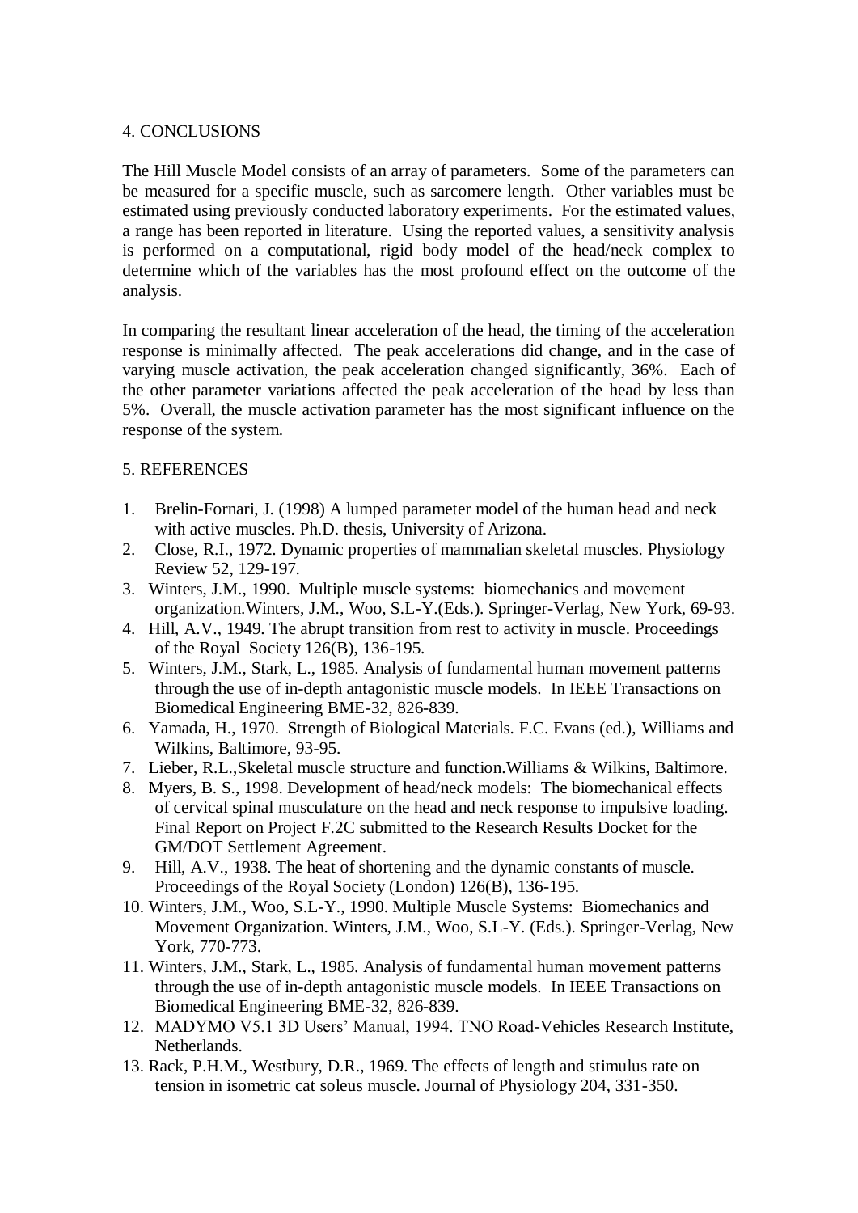## 4. CONCLUSIONS

The Hill Muscle Model consists of an array of parameters. Some of the parameters can be measured for a specific muscle, such as sarcomere length. Other variables must be estimated using previously conducted laboratory experiments. For the estimated values, a range has been reported in literature. Using the reported values, a sensitivity analysis is performed on a computational, rigid body model of the head/neck complex to determine which of the variables has the most profound effect on the outcome of the analysis.

In comparing the resultant linear acceleration of the head, the timing of the acceleration response is minimally affected. The peak accelerations did change, and in the case of varying muscle activation, the peak acceleration changed significantly, 36%. Each of the other parameter variations affected the peak acceleration of the head by less than 5%. Overall, the muscle activation parameter has the most significant influence on the response of the system.

## 5. REFERENCES

1. Brelin-Fornari, J. (1998) A lumped parameter model of the human head and neck with active muscles. Ph.D. thesis, University of Arizona.
2. Close, R.I., 1972. Dynamic properties of mammalian skeletal muscles. Physiology Review 52, 129-197.
3. Winters, J.M., 1990. Multiple muscle systems: biomechanics and movement organization.Winters, J.M., Woo, S.L-Y.(Eds.). Springer-Verlag, New York, 69-93.
4. Hill, A.V., 1949. The abrupt transition from rest to activity in muscle. Proceedings of the Royal Society 126(B), 136-195.
5. Winters, J.M., Stark, L., 1985. Analysis of fundamental human movement patterns through the use of in-depth antagonistic muscle models. In IEEE Transactions on Biomedical Engineering BME-32, 826-839.
6. Yamada, H., 1970. Strength of Biological Materials. F.C. Evans (ed.), Williams and Wilkins, Baltimore, 93-95.
7. Lieber, R.L.,Skeletal muscle structure and function.Williams & Wilkins, Baltimore.
8. Myers, B. S., 1998. Development of head/neck models: The biomechanical effects of cervical spinal musculature on the head and neck response to impulsive loading. Final Report on Project F.2C submitted to the Research Results Docket for the GM/DOT Settlement Agreement.
9. Hill, A.V., 1938. The heat of shortening and the dynamic constants of muscle. Proceedings of the Royal Society (London) 126(B), 136-195.
10. Winters, J.M., Woo, S.L-Y., 1990. Multiple Muscle Systems: Biomechanics and Movement Organization. Winters, J.M., Woo, S.L-Y. (Eds.). Springer-Verlag, New York, 770-773.
11. Winters, J.M., Stark, L., 1985. Analysis of fundamental human movement patterns through the use of in-depth antagonistic muscle models. In IEEE Transactions on Biomedical Engineering BME-32, 826-839.
12. MADYMO V5.1 3D Users' Manual, 1994. TNO Road-Vehicles Research Institute, Netherlands.
13. Rack, P.H.M., Westbury, D.R., 1969. The effects of length and stimulus rate on tension in isometric cat soleus muscle. Journal of Physiology 204, 331-350.